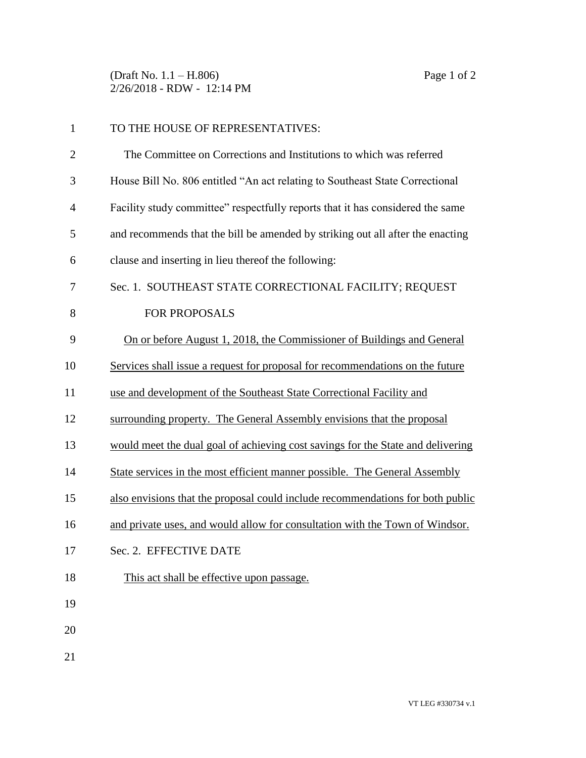(Draft No. 1.1 – H.806)
2/26/2018 - RDW - 12:14 PM

TO THE HOUSE OF REPRESENTATIVES:

The Committee on Corrections and Institutions to which was referred House Bill No. 806 entitled "An act relating to Southeast State Correctional Facility study committee" respectfully reports that it has considered the same and recommends that the bill be amended by striking out all after the enacting clause and inserting in lieu thereof the following:

Sec. 1. SOUTHEAST STATE CORRECTIONAL FACILITY; REQUEST FOR PROPOSALS

On or before August 1, 2018, the Commissioner of Buildings and General Services shall issue a request for proposal for recommendations on the future use and development of the Southeast State Correctional Facility and surrounding property. The General Assembly envisions that the proposal would meet the dual goal of achieving cost savings for the State and delivering State services in the most efficient manner possible. The General Assembly also envisions that the proposal could include recommendations for both public and private uses, and would allow for consultation with the Town of Windsor.

Sec. 2. EFFECTIVE DATE

This act shall be effective upon passage.

VT LEG #330734 v.1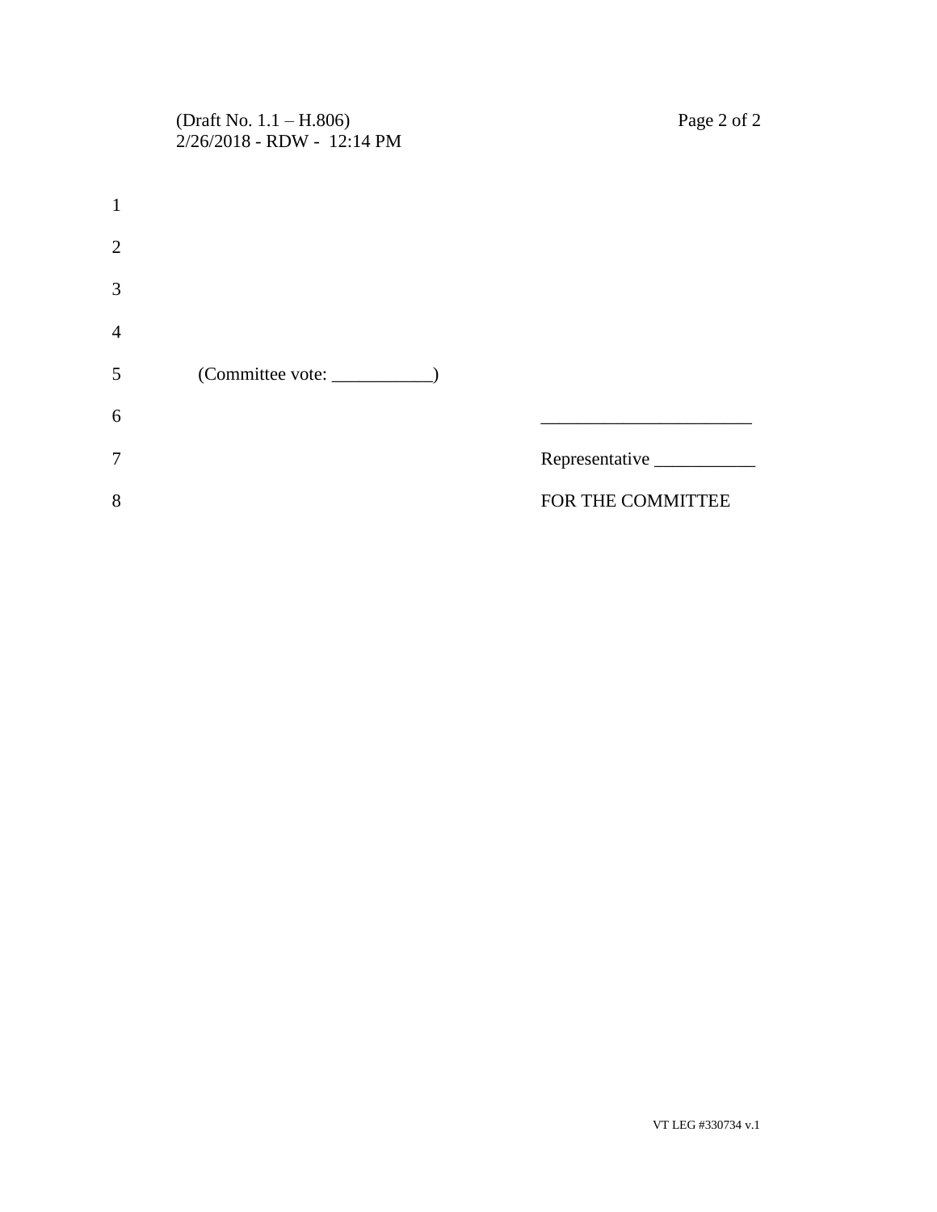(Committee vote: ___________)

_______________________

Representative ___________

FOR THE COMMITTEE